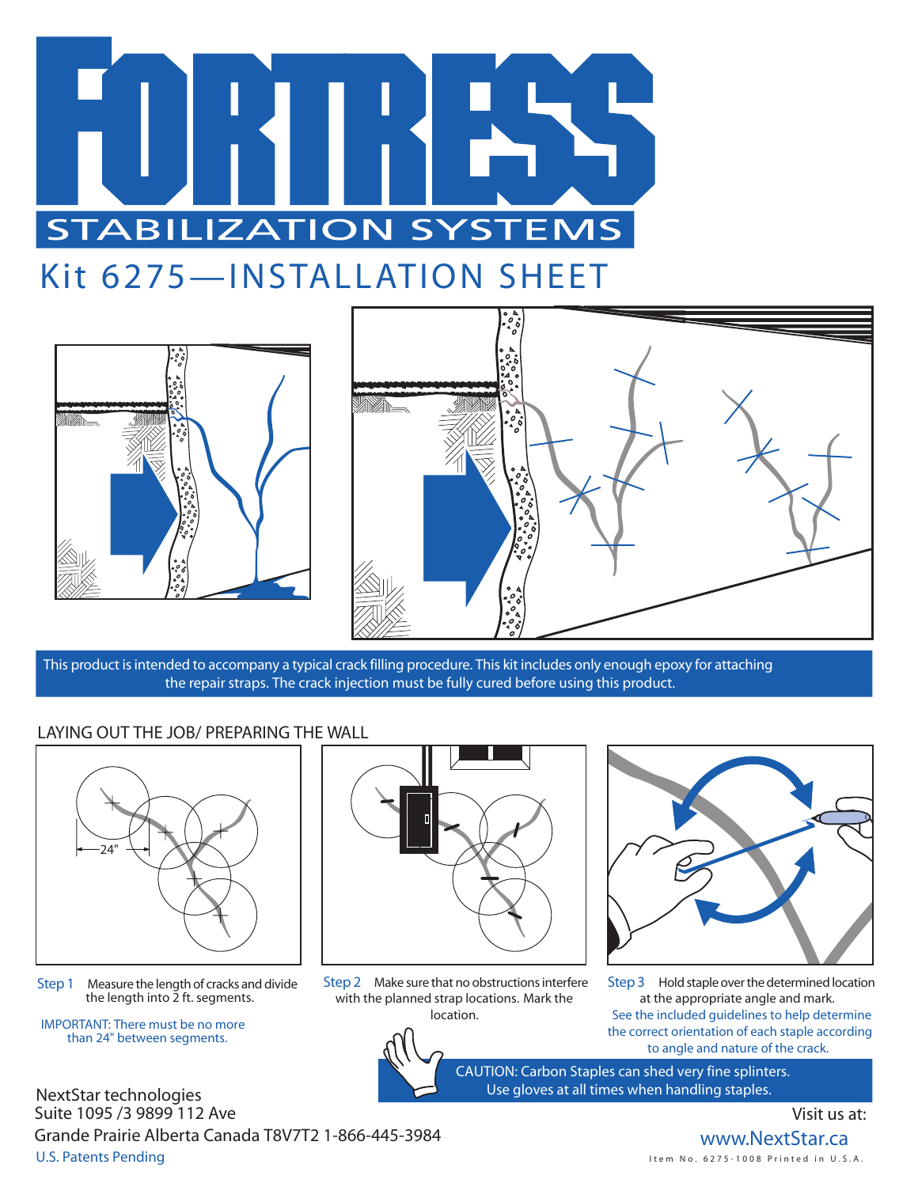# FORTRESS

STABILIZATION SYSTEMS

## Kit 6275—INSTALLATION SHEET

This product is intended to accompany a typical crack filling procedure. This kit includes only enough epoxy for attaching the repair straps. The crack injection must be fully cured before using this product.

### LAYING OUT THE JOB/ PREPARING THE WALL

24"

**Step 1** Measure the length of cracks and divide the length into 2 ft. segments.

IMPORTANT: There must be no more than 24" between segments.

**Step 2** Make sure that no obstructions interfere with the planned strap locations. Mark the location.

**Step 3** Hold staple over the determined location at the appropriate angle and mark.

See the included guidelines to help determine the correct orientation of each staple according to angle and nature of the crack.

CAUTION: Carbon Staples can shed very fine splinters. Use gloves at all times when handling staples.

NextStar technologies
Suite 1095 /3 9899 112 Ave
Grande Prairie Alberta Canada T8V7T2 1-866-445-3984
U.S. Patents Pending

Visit us at:
www.NextStar.ca

Item No. 6275-1008 Printed in U.S.A.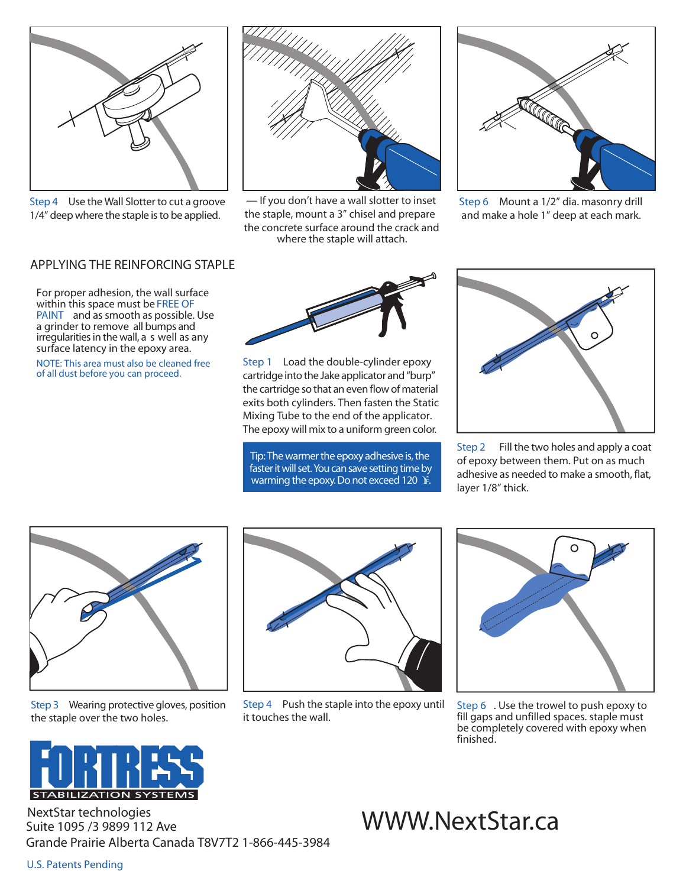Step 4 Use the Wall Slotter to cut a groove 1/4" deep where the staple is to be applied.

— If you don't have a wall slotter to inset the staple, mount a 3" chisel and prepare the concrete surface around the crack and where the staple will attach.

Step 6 Mount a 1/2" dia. masonry drill and make a hole 1" deep at each mark.

## APPLYING THE REINFORCING STAPLE

For proper adhesion, the wall surface within this space must be FREE OF PAINT and as smooth as possible. Use a grinder to remove all bumps and irregularities in the wall, a s well as any surface latency in the epoxy area.

NOTE: This area must also be cleaned free of all dust before you can proceed.

Step 1 Load the double-cylinder epoxy cartridge into the Jake applicator and "burp" the cartridge so that an even flow of material exits both cylinders. Then fasten the Static Mixing Tube to the end of the applicator. The epoxy will mix to a uniform green color.

Tip: The warmer the epoxy adhesive is, the faster it will set. You can save setting time by warming the epoxy. Do not exceed 120 ℉.

Step 2 Fill the two holes and apply a coat of epoxy between them. Put on as much adhesive as needed to make a smooth, flat, layer 1/8" thick.

Step 3 Wearing protective gloves, position the staple over the two holes.

Step 4 Push the staple into the epoxy until it touches the wall.

Step 6 . Use the trowel to push epoxy to fill gaps and unfilled spaces. staple must be completely covered with epoxy when finished.

FORTRESS
STABILIZATION SYSTEMS

NextStar technologies
Suite 1095 /3 9899 112 Ave
Grande Prairie Alberta Canada T8V7T2 1-866-445-3984

WWW.NextStar.ca

U.S. Patents Pending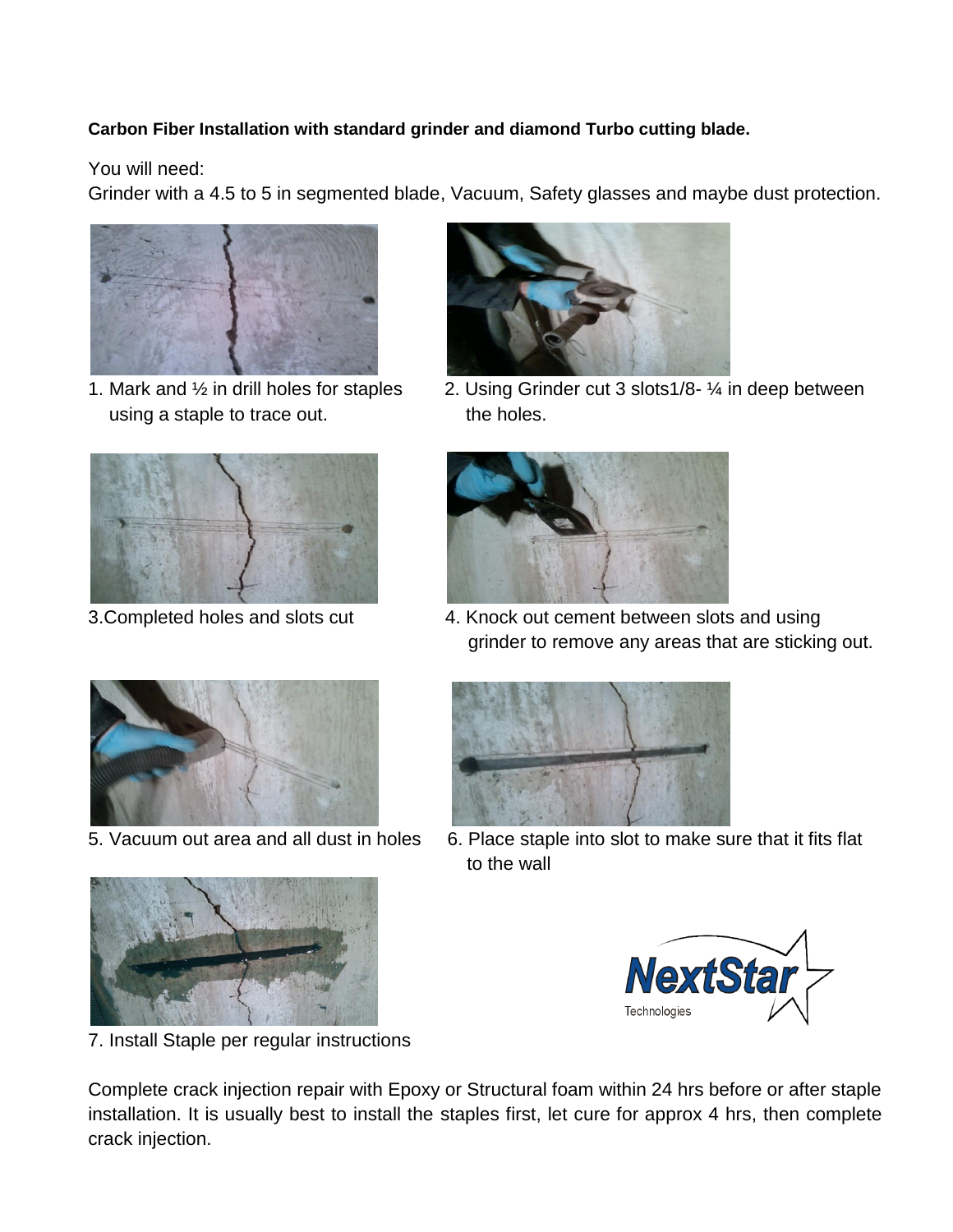**Carbon Fiber Installation with standard grinder and diamond Turbo cutting blade.**

You will need:
Grinder with a 4.5 to 5 in segmented blade, Vacuum, Safety glasses and maybe dust protection.

1. Mark and ½ in drill holes for staples using a staple to trace out.

2. Using Grinder cut 3 slots1/8- ¼ in deep between the holes.

3. Completed holes and slots cut

4. Knock out cement between slots and using grinder to remove any areas that are sticking out.

5. Vacuum out area and all dust in holes

6. Place staple into slot to make sure that it fits flat to the wall

7. Install Staple per regular instructions

NextStar Technologies

Complete crack injection repair with Epoxy or Structural foam within 24 hrs before or after staple installation. It is usually best to install the staples first, let cure for approx 4 hrs, then complete crack injection.